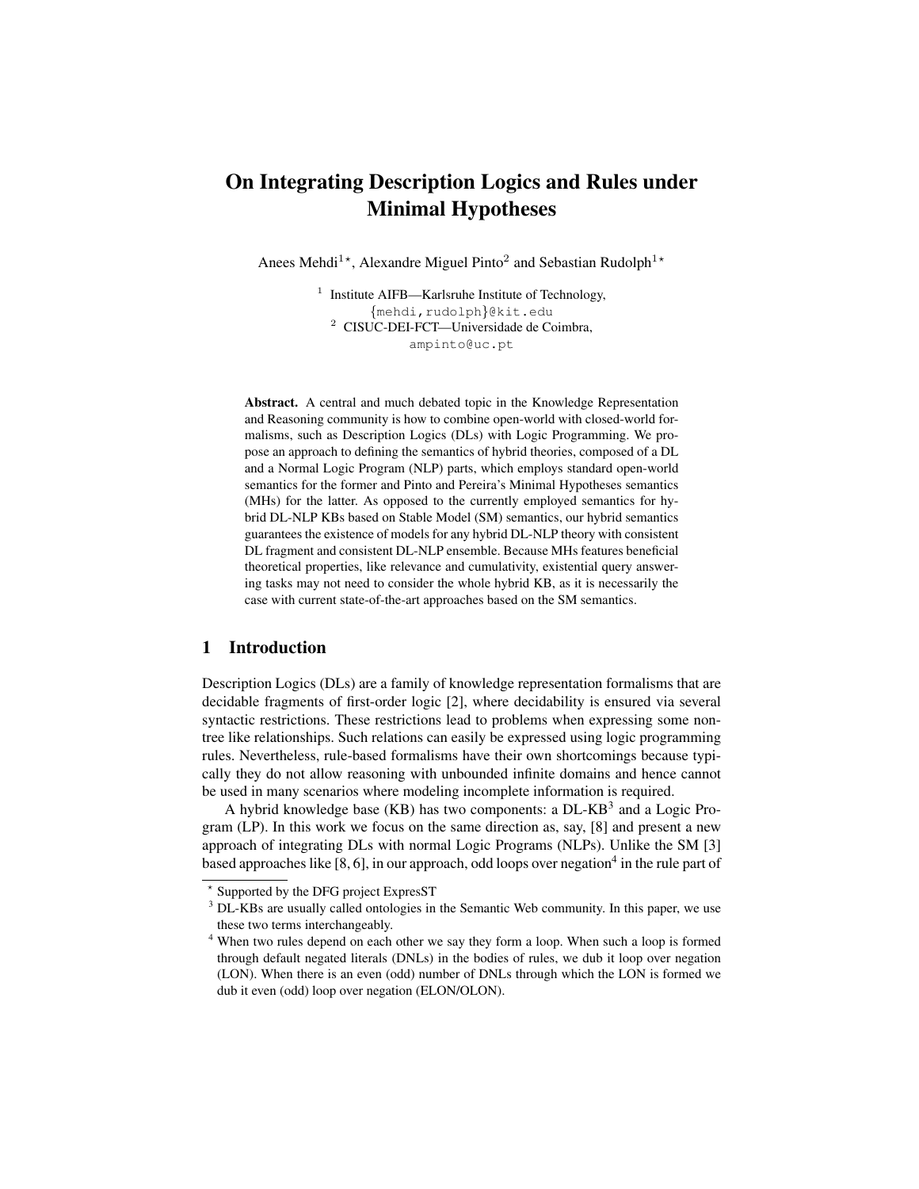# On Integrating Description Logics and Rules under Minimal Hypotheses

Anees Mehdi[1⋆], Alexandre Miguel Pinto[2] and Sebastian Rudolph[1⋆]

[1] Institute AIFB—Karlsruhe Institute of Technology,
{mehdi,rudolph}@kit.edu
[2] CISUC-DEI-FCT—Universidade de Coimbra,
ampinto@uc.pt

**Abstract.** A central and much debated topic in the Knowledge Representation and Reasoning community is how to combine open-world with closed-world formalisms, such as Description Logics (DLs) with Logic Programming. We propose an approach to defining the semantics of hybrid theories, composed of a DL and a Normal Logic Program (NLP) parts, which employs standard open-world semantics for the former and Pinto and Pereira's Minimal Hypotheses semantics (MHs) for the latter. As opposed to the currently employed semantics for hybrid DL-NLP KBs based on Stable Model (SM) semantics, our hybrid semantics guarantees the existence of models for any hybrid DL-NLP theory with consistent DL fragment and consistent DL-NLP ensemble. Because MHs features beneficial theoretical properties, like relevance and cumulativity, existential query answering tasks may not need to consider the whole hybrid KB, as it is necessarily the case with current state-of-the-art approaches based on the SM semantics.

## 1 Introduction

Description Logics (DLs) are a family of knowledge representation formalisms that are decidable fragments of first-order logic [2], where decidability is ensured via several syntactic restrictions. These restrictions lead to problems when expressing some non-tree like relationships. Such relations can easily be expressed using logic programming rules. Nevertheless, rule-based formalisms have their own shortcomings because typically they do not allow reasoning with unbounded infinite domains and hence cannot be used in many scenarios where modeling incomplete information is required.

A hybrid knowledge base (KB) has two components: a DL-KB[3] and a Logic Program (LP). In this work we focus on the same direction as, say, [8] and present a new approach of integrating DLs with normal Logic Programs (NLPs). Unlike the SM [3] based approaches like [8, 6], in our approach, odd loops over negation[4] in the rule part of

---

[⋆] Supported by the DFG project ExpresST

[3] DL-KBs are usually called ontologies in the Semantic Web community. In this paper, we use these two terms interchangeably.

[4] When two rules depend on each other we say they form a loop. When such a loop is formed through default negated literals (DNLs) in the bodies of rules, we dub it loop over negation (LON). When there is an even (odd) number of DNLs through which the LON is formed we dub it even (odd) loop over negation (ELON/OLON).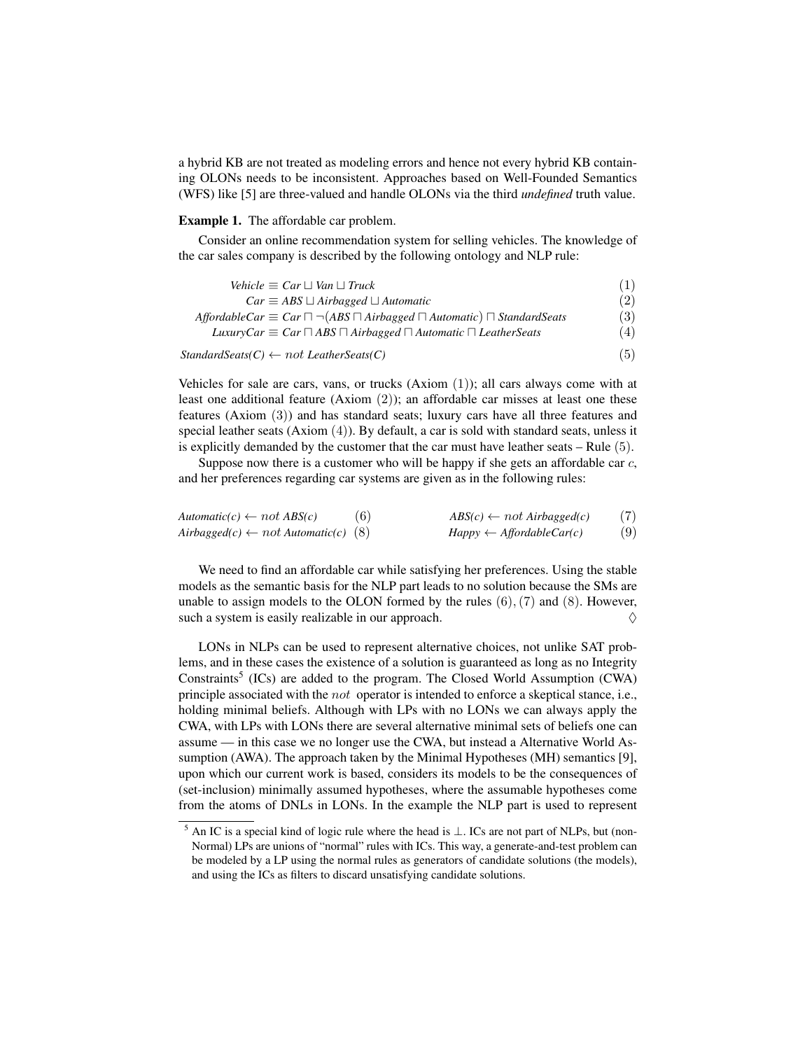a hybrid KB are not treated as modeling errors and hence not every hybrid KB containing OLONs needs to be inconsistent. Approaches based on Well-Founded Semantics (WFS) like [5] are three-valued and handle OLONs via the third *undefined* truth value.

**Example 1.** The affordable car problem.

Consider an online recommendation system for selling vehicles. The knowledge of the car sales company is described by the following ontology and NLP rule:

$$\mathit{Vehicle} \equiv \mathit{Car} \sqcup \mathit{Van} \sqcup \mathit{Truck} \quad (1)$$

$$\mathit{Car} \equiv \mathit{ABS} \sqcup \mathit{Airbagged} \sqcup \mathit{Automatic} \quad (2)$$

$$\mathit{AffordableCar} \equiv \mathit{Car} \sqcap \neg(\mathit{ABS} \sqcap \mathit{Airbagged} \sqcap \mathit{Automatic}) \sqcap \mathit{StandardSeats} \quad (3)$$

$$\mathit{LuxuryCar} \equiv \mathit{Car} \sqcap \mathit{ABS} \sqcap \mathit{Airbagged} \sqcap \mathit{Automatic} \sqcap \mathit{LeatherSeats} \quad (4)$$

$$\mathit{StandardSeats}(C) \leftarrow \mathit{not}\ \mathit{LeatherSeats}(C) \quad (5)$$

Vehicles for sale are cars, vans, or trucks (Axiom (1)); all cars always come with at least one additional feature (Axiom (2)); an affordable car misses at least one these features (Axiom (3)) and has standard seats; luxury cars have all three features and special leather seats (Axiom (4)). By default, a car is sold with standard seats, unless it is explicitly demanded by the customer that the car must have leather seats – Rule (5).

Suppose now there is a customer who will be happy if she gets an affordable car $c$, and her preferences regarding car systems are given as in the following rules:

$$\mathit{Automatic}(c) \leftarrow \mathit{not}\ \mathit{ABS}(c) \quad (6) \qquad \mathit{ABS}(c) \leftarrow \mathit{not}\ \mathit{Airbagged}(c) \quad (7)$$

$$\mathit{Airbagged}(c) \leftarrow \mathit{not}\ \mathit{Automatic}(c) \quad (8) \qquad \mathit{Happy} \leftarrow \mathit{AffordableCar}(c) \quad (9)$$

We need to find an affordable car while satisfying her preferences. Using the stable models as the semantic basis for the NLP part leads to no solution because the SMs are unable to assign models to the OLON formed by the rules (6), (7) and (8). However, such a system is easily realizable in our approach. ♢

LONs in NLPs can be used to represent alternative choices, not unlike SAT problems, and in these cases the existence of a solution is guaranteed as long as no Integrity Constraints[5] (ICs) are added to the program. The Closed World Assumption (CWA) principle associated with the *not* operator is intended to enforce a skeptical stance, i.e., holding minimal beliefs. Although with LPs with no LONs we can always apply the CWA, with LPs with LONs there are several alternative minimal sets of beliefs one can assume — in this case we no longer use the CWA, but instead a Alternative World Assumption (AWA). The approach taken by the Minimal Hypotheses (MH) semantics [9], upon which our current work is based, considers its models to be the consequences of (set-inclusion) minimally assumed hypotheses, where the assumable hypotheses come from the atoms of DNLs in LONs. In the example the NLP part is used to represent

[5] An IC is a special kind of logic rule where the head is $\perp$. ICs are not part of NLPs, but (non-Normal) LPs are unions of "normal" rules with ICs. This way, a generate-and-test problem can be modeled by a LP using the normal rules as generators of candidate solutions (the models), and using the ICs as filters to discard unsatisfying candidate solutions.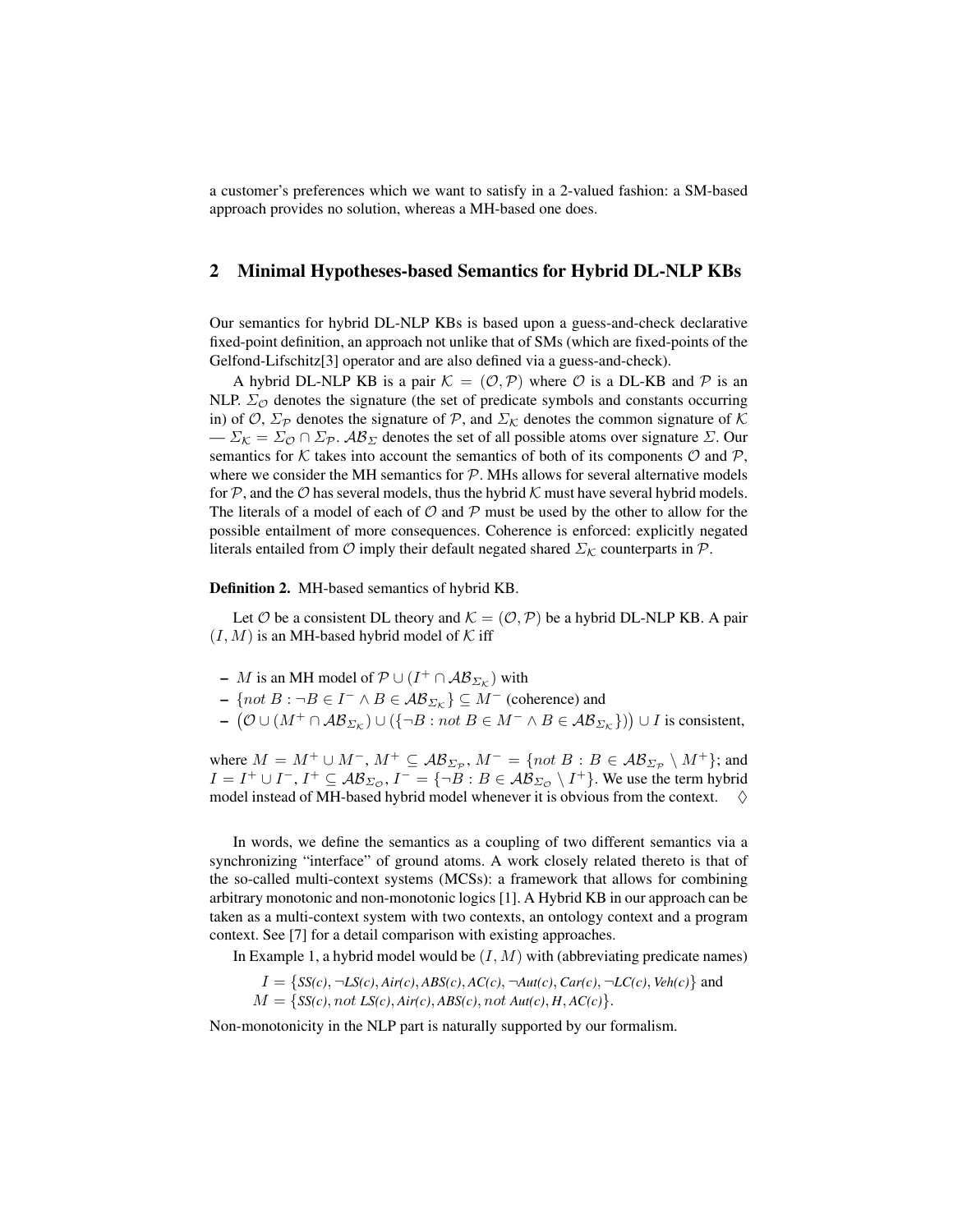a customer's preferences which we want to satisfy in a 2-valued fashion: a SM-based approach provides no solution, whereas a MH-based one does.

## 2 Minimal Hypotheses-based Semantics for Hybrid DL-NLP KBs

Our semantics for hybrid DL-NLP KBs is based upon a guess-and-check declarative fixed-point definition, an approach not unlike that of SMs (which are fixed-points of the Gelfond-Lifschitz[3] operator and are also defined via a guess-and-check).

A hybrid DL-NLP KB is a pair $\mathcal{K} = (\mathcal{O}, \mathcal{P})$ where $\mathcal{O}$ is a DL-KB and $\mathcal{P}$ is an NLP. $\Sigma_{\mathcal{O}}$ denotes the signature (the set of predicate symbols and constants occurring in) of $\mathcal{O}$, $\Sigma_{\mathcal{P}}$ denotes the signature of $\mathcal{P}$, and $\Sigma_{\mathcal{K}}$ denotes the common signature of $\mathcal{K}$ — $\Sigma_{\mathcal{K}} = \Sigma_{\mathcal{O}} \cap \Sigma_{\mathcal{P}}$. $\mathcal{AB}_{\Sigma}$ denotes the set of all possible atoms over signature $\Sigma$. Our semantics for $\mathcal{K}$ takes into account the semantics of both of its components $\mathcal{O}$ and $\mathcal{P}$, where we consider the MH semantics for $\mathcal{P}$. MHs allows for several alternative models for $\mathcal{P}$, and the $\mathcal{O}$ has several models, thus the hybrid $\mathcal{K}$ must have several hybrid models. The literals of a model of each of $\mathcal{O}$ and $\mathcal{P}$ must be used by the other to allow for the possible entailment of more consequences. Coherence is enforced: explicitly negated literals entailed from $\mathcal{O}$ imply their default negated shared $\Sigma_{\mathcal{K}}$ counterparts in $\mathcal{P}$.

**Definition 2.** MH-based semantics of hybrid KB.

Let $\mathcal{O}$ be a consistent DL theory and $\mathcal{K} = (\mathcal{O}, \mathcal{P})$ be a hybrid DL-NLP KB. A pair $(I, M)$ is an MH-based hybrid model of $\mathcal{K}$ iff

- $M$ is an MH model of $\mathcal{P} \cup (I^+ \cap \mathcal{AB}_{\Sigma_{\mathcal{K}}})$ with
- $\{not\ B : \neg B \in I^- \wedge B \in \mathcal{AB}_{\Sigma_{\mathcal{K}}}\} \subseteq M^-$ (coherence) and
- $\big(\mathcal{O} \cup (M^+ \cap \mathcal{AB}_{\Sigma_{\mathcal{K}}}) \cup (\{\neg B : not\ B \in M^- \wedge B \in \mathcal{AB}_{\Sigma_{\mathcal{K}}}\})\big) \cup I$ is consistent,

where $M = M^+ \cup M^-$, $M^+ \subseteq \mathcal{AB}_{\Sigma_{\mathcal{P}}}$, $M^- = \{not\ B : B \in \mathcal{AB}_{\Sigma_{\mathcal{P}}} \setminus M^+\}$; and $I = I^+ \cup I^-$, $I^+ \subseteq \mathcal{AB}_{\Sigma_{\mathcal{O}}}$, $I^- = \{\neg B : B \in \mathcal{AB}_{\Sigma_{\mathcal{O}}} \setminus I^+\}$. We use the term hybrid model instead of MH-based hybrid model whenever it is obvious from the context. $\quad\Diamond$

In words, we define the semantics as a coupling of two different semantics via a synchronizing "interface" of ground atoms. A work closely related thereto is that of the so-called multi-context systems (MCSs): a framework that allows for combining arbitrary monotonic and non-monotonic logics [1]. A Hybrid KB in our approach can be taken as a multi-context system with two contexts, an ontology context and a program context. See [7] for a detail comparison with existing approaches.

In Example 1, a hybrid model would be $(I, M)$ with (abbreviating predicate names)

$$I = \{SS(c), \neg LS(c), Air(c), ABS(c), AC(c), \neg Aut(c), Car(c), \neg LC(c), Veh(c)\} \text{ and}$$
$$M = \{SS(c), not\ LS(c), Air(c), ABS(c), not\ Aut(c), H, AC(c)\}.$$

Non-monotonicity in the NLP part is naturally supported by our formalism.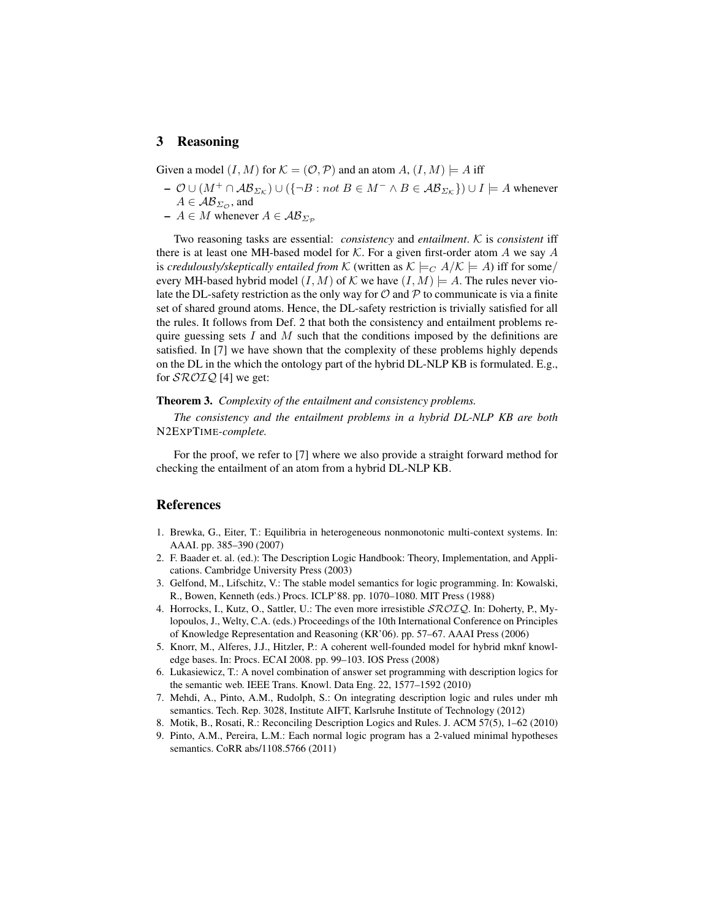## 3 Reasoning

Given a model $(I, M)$ for $\mathcal{K} = (\mathcal{O}, \mathcal{P})$ and an atom $A$, $(I, M) \models A$ iff

- $\mathcal{O} \cup (M^+ \cap \mathcal{AB}_{\Sigma_\mathcal{K}}) \cup (\{\neg B : not\ B \in M^- \wedge B \in \mathcal{AB}_{\Sigma_\mathcal{K}}\}) \cup I \models A$ whenever $A \in \mathcal{AB}_{\Sigma_\mathcal{O}}$, and
- $A \in M$ whenever $A \in \mathcal{AB}_{\Sigma_\mathcal{P}}$

Two reasoning tasks are essential: *consistency* and *entailment*. $\mathcal{K}$ is *consistent* iff there is at least one MH-based model for $\mathcal{K}$. For a given first-order atom $A$ we say $A$ is *credulously/skeptically entailed from* $\mathcal{K}$ (written as $\mathcal{K} \models_C A / \mathcal{K} \models A$) iff for some/every MH-based hybrid model $(I, M)$ of $\mathcal{K}$ we have $(I, M) \models A$. The rules never violate the DL-safety restriction as the only way for $\mathcal{O}$ and $\mathcal{P}$ to communicate is via a finite set of shared ground atoms. Hence, the DL-safety restriction is trivially satisfied for all the rules. It follows from Def. 2 that both the consistency and entailment problems require guessing sets $I$ and $M$ such that the conditions imposed by the definitions are satisfied. In [7] we have shown that the complexity of these problems highly depends on the DL in the which the ontology part of the hybrid DL-NLP KB is formulated. E.g., for $\mathcal{SROIQ}$ [4] we get:

**Theorem 3.** *Complexity of the entailment and consistency problems.*

*The consistency and the entailment problems in a hybrid DL-NLP KB are both* N2EXPTIME*-complete.*

For the proof, we refer to [7] where we also provide a straight forward method for checking the entailment of an atom from a hybrid DL-NLP KB.

## References

1. Brewka, G., Eiter, T.: Equilibria in heterogeneous nonmonotonic multi-context systems. In: AAAI. pp. 385–390 (2007)
2. F. Baader et. al. (ed.): The Description Logic Handbook: Theory, Implementation, and Applications. Cambridge University Press (2003)
3. Gelfond, M., Lifschitz, V.: The stable model semantics for logic programming. In: Kowalski, R., Bowen, Kenneth (eds.) Procs. ICLP'88. pp. 1070–1080. MIT Press (1988)
4. Horrocks, I., Kutz, O., Sattler, U.: The even more irresistible $\mathcal{SROIQ}$. In: Doherty, P., Mylopoulos, J., Welty, C.A. (eds.) Proceedings of the 10th International Conference on Principles of Knowledge Representation and Reasoning (KR'06). pp. 57–67. AAAI Press (2006)
5. Knorr, M., Alferes, J.J., Hitzler, P.: A coherent well-founded model for hybrid mknf knowledge bases. In: Procs. ECAI 2008. pp. 99–103. IOS Press (2008)
6. Lukasiewicz, T.: A novel combination of answer set programming with description logics for the semantic web. IEEE Trans. Knowl. Data Eng. 22, 1577–1592 (2010)
7. Mehdi, A., Pinto, A.M., Rudolph, S.: On integrating description logic and rules under mh semantics. Tech. Rep. 3028, Institute AIFT, Karlsruhe Institute of Technology (2012)
8. Motik, B., Rosati, R.: Reconciling Description Logics and Rules. J. ACM 57(5), 1–62 (2010)
9. Pinto, A.M., Pereira, L.M.: Each normal logic program has a 2-valued minimal hypotheses semantics. CoRR abs/1108.5766 (2011)